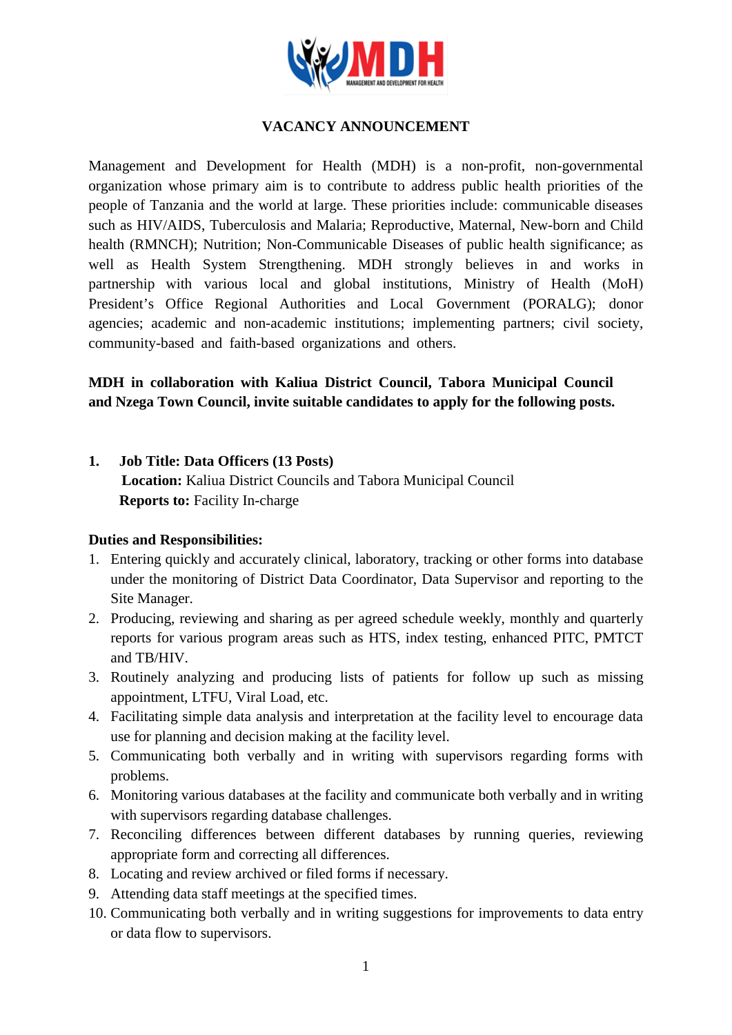# VACANCY ANNOUNCEMENT

Management and Development for Health (MDH) is a non-profit, non-governmental organization whose primary aim is to contribute to address public health priorities of the people of Tanzania and the world at large. These priorities include: communicable diseases such as HIV/AIDS, Tuberculosis and Malaria; Reproductive, Maternal, New-born and Child health (RMNCH); Nutrition; Non-Communicable Diseases of public health significance; as well as Health System Strengthening. MDH strongly believes in and works in partnership with various local and global institutions, Ministry of Health (MoH) President's Office Regional Authorities and Local Government (PORALG); donor agencies; academic and non-academic institutions; implementing partners; civil society, community-based and faith-based organizations and others.

**MDH in collaboration with Kaliua District Council, Tabora Municipal Council and Nzega Town Council, invite suitable candidates to apply for the following posts.**

## 1. Job Title: Data Officers (13 Posts)

**Location:** Kaliua District Councils and Tabora Municipal Council
**Reports to:** Facility In-charge

**Duties and Responsibilities:**

1. Entering quickly and accurately clinical, laboratory, tracking or other forms into database under the monitoring of District Data Coordinator, Data Supervisor and reporting to the Site Manager.
2. Producing, reviewing and sharing as per agreed schedule weekly, monthly and quarterly reports for various program areas such as HTS, index testing, enhanced PITC, PMTCT and TB/HIV.
3. Routinely analyzing and producing lists of patients for follow up such as missing appointment, LTFU, Viral Load, etc.
4. Facilitating simple data analysis and interpretation at the facility level to encourage data use for planning and decision making at the facility level.
5. Communicating both verbally and in writing with supervisors regarding forms with problems.
6. Monitoring various databases at the facility and communicate both verbally and in writing with supervisors regarding database challenges.
7. Reconciling differences between different databases by running queries, reviewing appropriate form and correcting all differences.
8. Locating and review archived or filed forms if necessary.
9. Attending data staff meetings at the specified times.
10. Communicating both verbally and in writing suggestions for improvements to data entry or data flow to supervisors.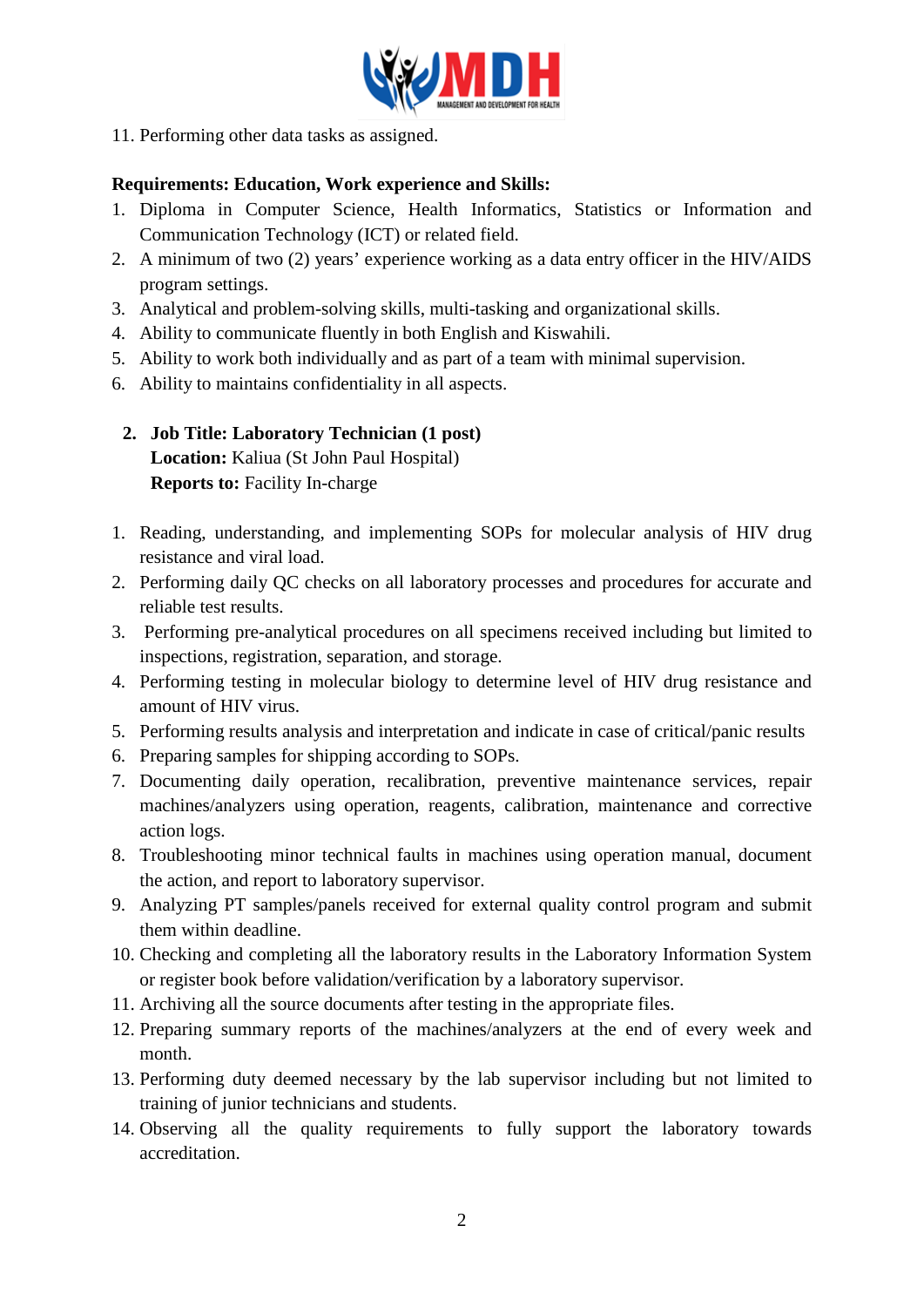11. Performing other data tasks as assigned.

**Requirements: Education, Work experience and Skills:**

1. Diploma in Computer Science, Health Informatics, Statistics or Information and Communication Technology (ICT) or related field.
2. A minimum of two (2) years' experience working as a data entry officer in the HIV/AIDS program settings.
3. Analytical and problem-solving skills, multi-tasking and organizational skills.
4. Ability to communicate fluently in both English and Kiswahili.
5. Ability to work both individually and as part of a team with minimal supervision.
6. Ability to maintains confidentiality in all aspects.

## 2. Job Title: Laboratory Technician (1 post)

**Location:** Kaliua (St John Paul Hospital)
**Reports to:** Facility In-charge

1. Reading, understanding, and implementing SOPs for molecular analysis of HIV drug resistance and viral load.
2. Performing daily QC checks on all laboratory processes and procedures for accurate and reliable test results.
3. Performing pre-analytical procedures on all specimens received including but limited to inspections, registration, separation, and storage.
4. Performing testing in molecular biology to determine level of HIV drug resistance and amount of HIV virus.
5. Performing results analysis and interpretation and indicate in case of critical/panic results
6. Preparing samples for shipping according to SOPs.
7. Documenting daily operation, recalibration, preventive maintenance services, repair machines/analyzers using operation, reagents, calibration, maintenance and corrective action logs.
8. Troubleshooting minor technical faults in machines using operation manual, document the action, and report to laboratory supervisor.
9. Analyzing PT samples/panels received for external quality control program and submit them within deadline.
10. Checking and completing all the laboratory results in the Laboratory Information System or register book before validation/verification by a laboratory supervisor.
11. Archiving all the source documents after testing in the appropriate files.
12. Preparing summary reports of the machines/analyzers at the end of every week and month.
13. Performing duty deemed necessary by the lab supervisor including but not limited to training of junior technicians and students.
14. Observing all the quality requirements to fully support the laboratory towards accreditation.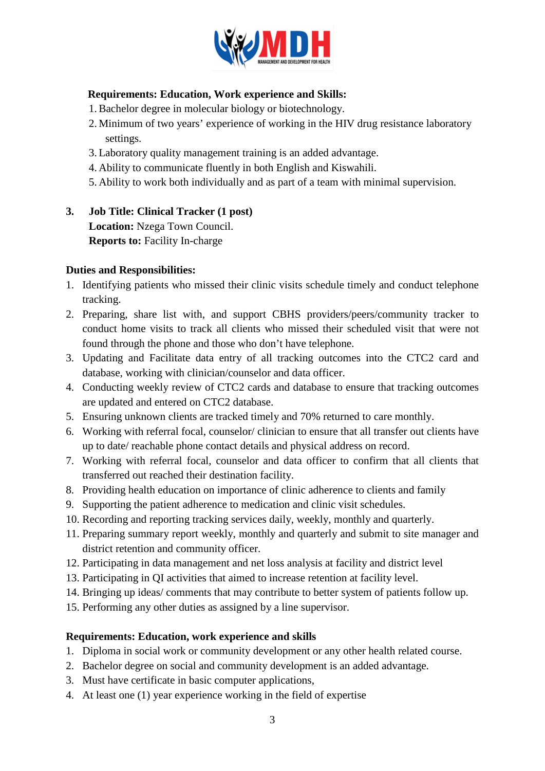**Requirements: Education, Work experience and Skills:**

1. Bachelor degree in molecular biology or biotechnology.
2. Minimum of two years' experience of working in the HIV drug resistance laboratory settings.
3. Laboratory quality management training is an added advantage.
4. Ability to communicate fluently in both English and Kiswahili.
5. Ability to work both individually and as part of a team with minimal supervision.

**3. Job Title: Clinical Tracker (1 post)**

**Location:** Nzega Town Council.
**Reports to:** Facility In-charge

**Duties and Responsibilities:**

1. Identifying patients who missed their clinic visits schedule timely and conduct telephone tracking.
2. Preparing, share list with, and support CBHS providers/peers/community tracker to conduct home visits to track all clients who missed their scheduled visit that were not found through the phone and those who don't have telephone.
3. Updating and Facilitate data entry of all tracking outcomes into the CTC2 card and database, working with clinician/counselor and data officer.
4. Conducting weekly review of CTC2 cards and database to ensure that tracking outcomes are updated and entered on CTC2 database.
5. Ensuring unknown clients are tracked timely and 70% returned to care monthly.
6. Working with referral focal, counselor/ clinician to ensure that all transfer out clients have up to date/ reachable phone contact details and physical address on record.
7. Working with referral focal, counselor and data officer to confirm that all clients that transferred out reached their destination facility.
8. Providing health education on importance of clinic adherence to clients and family
9. Supporting the patient adherence to medication and clinic visit schedules.
10. Recording and reporting tracking services daily, weekly, monthly and quarterly.
11. Preparing summary report weekly, monthly and quarterly and submit to site manager and district retention and community officer.
12. Participating in data management and net loss analysis at facility and district level
13. Participating in QI activities that aimed to increase retention at facility level.
14. Bringing up ideas/ comments that may contribute to better system of patients follow up.
15. Performing any other duties as assigned by a line supervisor.

**Requirements: Education, work experience and skills**

1. Diploma in social work or community development or any other health related course.
2. Bachelor degree on social and community development is an added advantage.
3. Must have certificate in basic computer applications,
4. At least one (1) year experience working in the field of expertise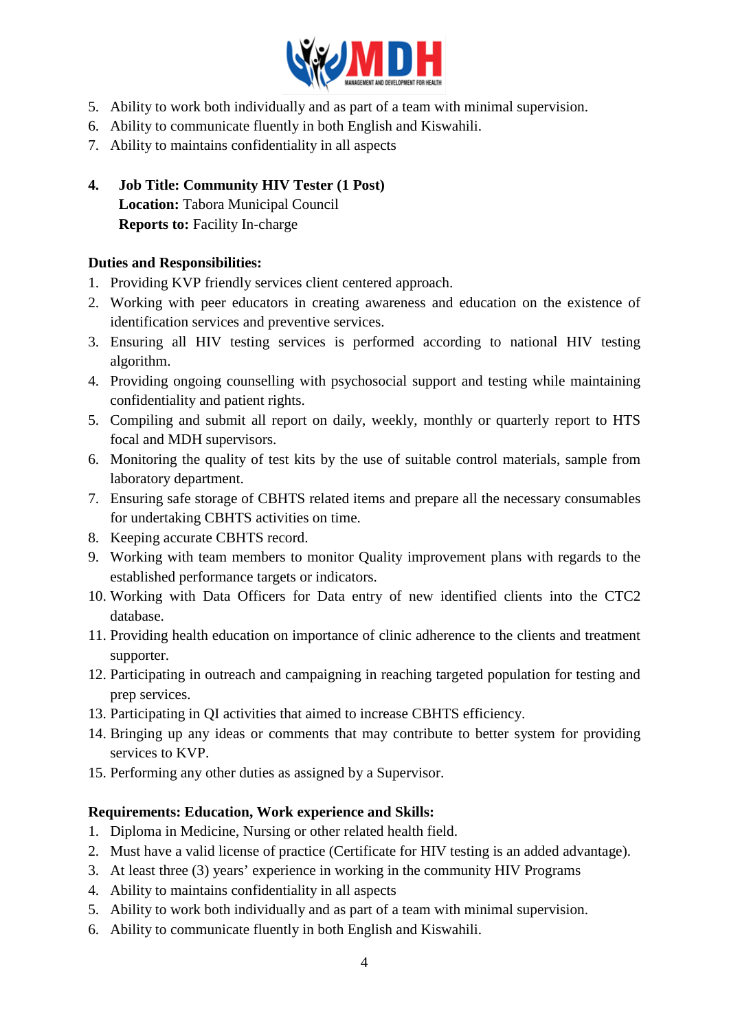5. Ability to work both individually and as part of a team with minimal supervision.
6. Ability to communicate fluently in both English and Kiswahili.
7. Ability to maintains confidentiality in all aspects

**4. Job Title: Community HIV Tester (1 Post)**
**Location:** Tabora Municipal Council
**Reports to:** Facility In-charge

**Duties and Responsibilities:**

1. Providing KVP friendly services client centered approach.
2. Working with peer educators in creating awareness and education on the existence of identification services and preventive services.
3. Ensuring all HIV testing services is performed according to national HIV testing algorithm.
4. Providing ongoing counselling with psychosocial support and testing while maintaining confidentiality and patient rights.
5. Compiling and submit all report on daily, weekly, monthly or quarterly report to HTS focal and MDH supervisors.
6. Monitoring the quality of test kits by the use of suitable control materials, sample from laboratory department.
7. Ensuring safe storage of CBHTS related items and prepare all the necessary consumables for undertaking CBHTS activities on time.
8. Keeping accurate CBHTS record.
9. Working with team members to monitor Quality improvement plans with regards to the established performance targets or indicators.
10. Working with Data Officers for Data entry of new identified clients into the CTC2 database.
11. Providing health education on importance of clinic adherence to the clients and treatment supporter.
12. Participating in outreach and campaigning in reaching targeted population for testing and prep services.
13. Participating in QI activities that aimed to increase CBHTS efficiency.
14. Bringing up any ideas or comments that may contribute to better system for providing services to KVP.
15. Performing any other duties as assigned by a Supervisor.

**Requirements: Education, Work experience and Skills:**

1. Diploma in Medicine, Nursing or other related health field.
2. Must have a valid license of practice (Certificate for HIV testing is an added advantage).
3. At least three (3) years' experience in working in the community HIV Programs
4. Ability to maintains confidentiality in all aspects
5. Ability to work both individually and as part of a team with minimal supervision.
6. Ability to communicate fluently in both English and Kiswahili.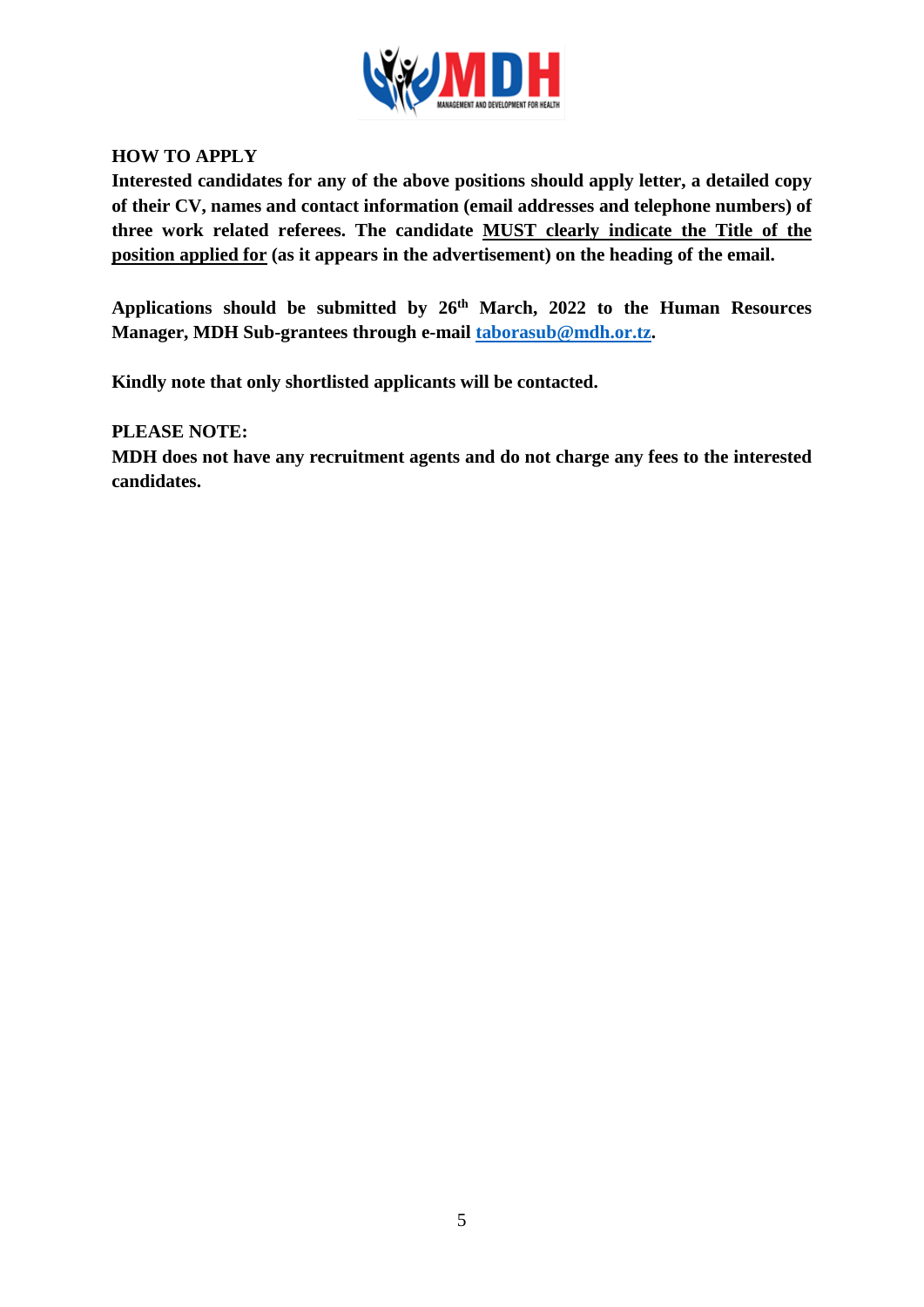**HOW TO APPLY**

**Interested candidates for any of the above positions should apply letter, a detailed copy of their CV, names and contact information (email addresses and telephone numbers) of three work related referees. The candidate MUST clearly indicate the Title of the position applied for (as it appears in the advertisement) on the heading of the email.**

**Applications should be submitted by 26th March, 2022 to the Human Resources Manager, MDH Sub-grantees through e-mail taborasub@mdh.or.tz.**

**Kindly note that only shortlisted applicants will be contacted.**

**PLEASE NOTE:**

**MDH does not have any recruitment agents and do not charge any fees to the interested candidates.**